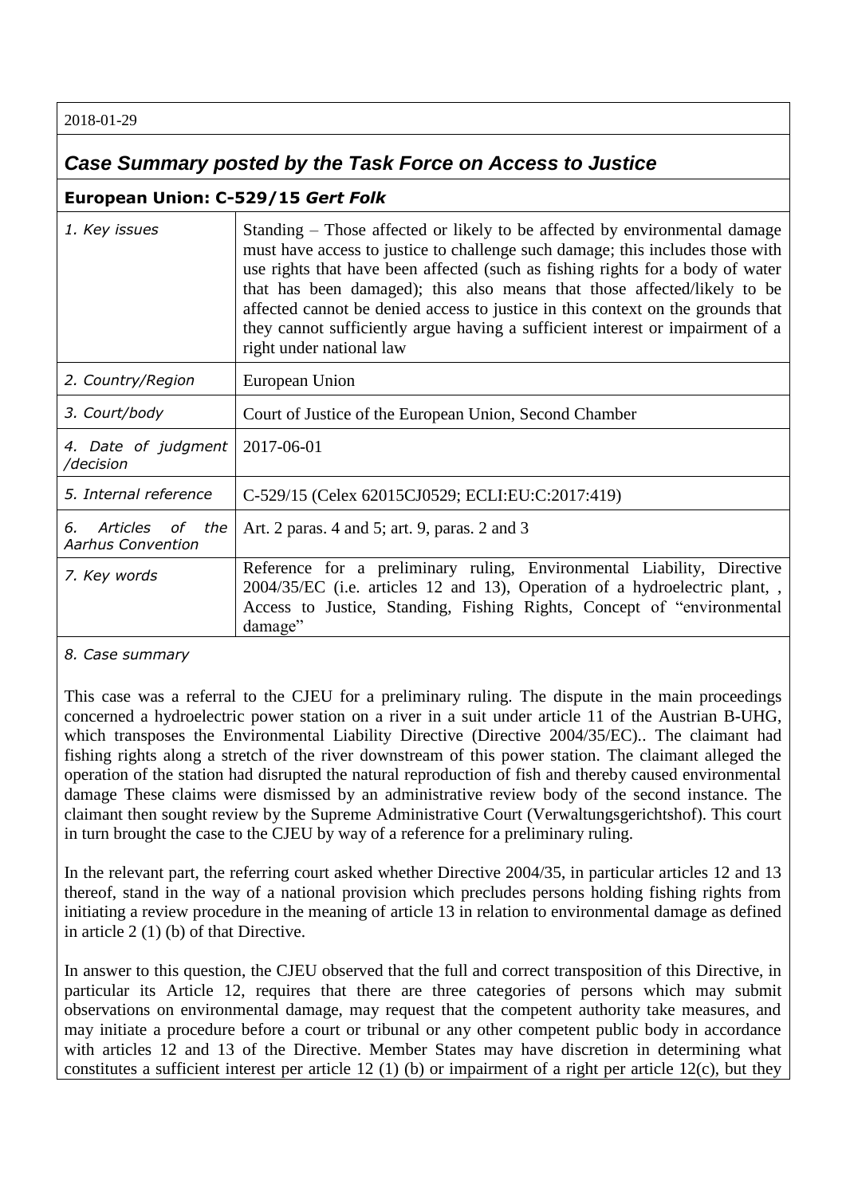2018-01-29

## *Case Summary posted by the Task Force on Access to Justice*

### European Union: C-529/15 *Gert Folk*

| | |
|---|---|
| *1. Key issues* | Standing – Those affected or likely to be affected by environmental damage must have access to justice to challenge such damage; this includes those with use rights that have been affected (such as fishing rights for a body of water that has been damaged); this also means that those affected/likely to be affected cannot be denied access to justice in this context on the grounds that they cannot sufficiently argue having a sufficient interest or impairment of a right under national law |
| *2. Country/Region* | European Union |
| *3. Court/body* | Court of Justice of the European Union, Second Chamber |
| *4. Date of judgment /decision* | 2017-06-01 |
| *5. Internal reference* | C-529/15 (Celex 62015CJ0529; ECLI:EU:C:2017:419) |
| *6. Articles of the Aarhus Convention* | Art. 2 paras. 4 and 5; art. 9, paras. 2 and 3 |
| *7. Key words* | Reference for a preliminary ruling, Environmental Liability, Directive 2004/35/EC (i.e. articles 12 and 13), Operation of a hydroelectric plant, , Access to Justice, Standing, Fishing Rights, Concept of "environmental damage" |

*8. Case summary*

This case was a referral to the CJEU for a preliminary ruling. The dispute in the main proceedings concerned a hydroelectric power station on a river in a suit under article 11 of the Austrian B-UHG, which transposes the Environmental Liability Directive (Directive 2004/35/EC).. The claimant had fishing rights along a stretch of the river downstream of this power station. The claimant alleged the operation of the station had disrupted the natural reproduction of fish and thereby caused environmental damage These claims were dismissed by an administrative review body of the second instance. The claimant then sought review by the Supreme Administrative Court (Verwaltungsgerichtshof). This court in turn brought the case to the CJEU by way of a reference for a preliminary ruling.

In the relevant part, the referring court asked whether Directive 2004/35, in particular articles 12 and 13 thereof, stand in the way of a national provision which precludes persons holding fishing rights from initiating a review procedure in the meaning of article 13 in relation to environmental damage as defined in article 2 (1) (b) of that Directive.

In answer to this question, the CJEU observed that the full and correct transposition of this Directive, in particular its Article 12, requires that there are three categories of persons which may submit observations on environmental damage, may request that the competent authority take measures, and may initiate a procedure before a court or tribunal or any other competent public body in accordance with articles 12 and 13 of the Directive. Member States may have discretion in determining what constitutes a sufficient interest per article 12 (1) (b) or impairment of a right per article 12(c), but they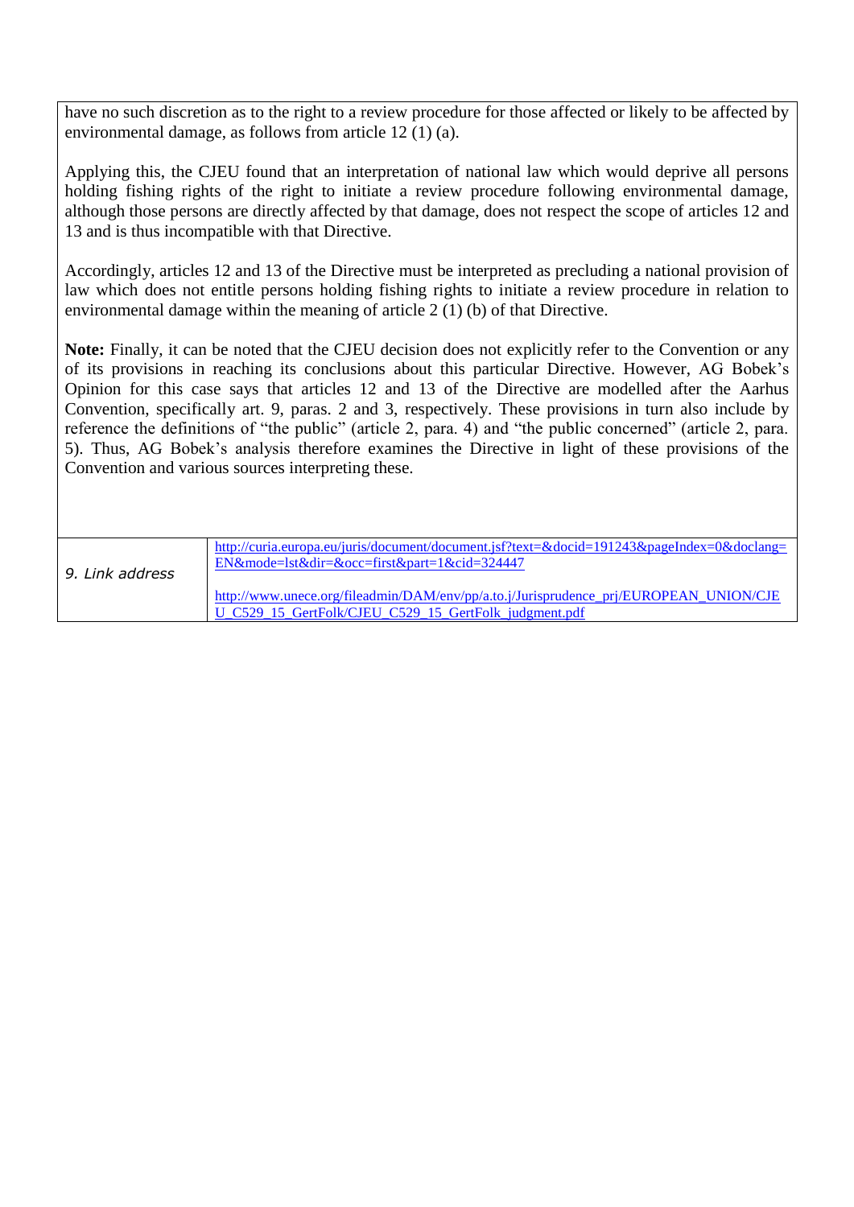have no such discretion as to the right to a review procedure for those affected or likely to be affected by environmental damage, as follows from article 12 (1) (a).

Applying this, the CJEU found that an interpretation of national law which would deprive all persons holding fishing rights of the right to initiate a review procedure following environmental damage, although those persons are directly affected by that damage, does not respect the scope of articles 12 and 13 and is thus incompatible with that Directive.

Accordingly, articles 12 and 13 of the Directive must be interpreted as precluding a national provision of law which does not entitle persons holding fishing rights to initiate a review procedure in relation to environmental damage within the meaning of article 2 (1) (b) of that Directive.

**Note:** Finally, it can be noted that the CJEU decision does not explicitly refer to the Convention or any of its provisions in reaching its conclusions about this particular Directive. However, AG Bobek's Opinion for this case says that articles 12 and 13 of the Directive are modelled after the Aarhus Convention, specifically art. 9, paras. 2 and 3, respectively. These provisions in turn also include by reference the definitions of "the public" (article 2, para. 4) and "the public concerned" (article 2, para. 5). Thus, AG Bobek's analysis therefore examines the Directive in light of these provisions of the Convention and various sources interpreting these.

| | |
|---|---|
| *9. Link address* | http://curia.europa.eu/juris/document/document.jsf?text=&docid=191243&pageIndex=0&doclang=EN&mode=lst&dir=&occ=first&part=1&cid=324447<br><br>http://www.unece.org/fileadmin/DAM/env/pp/a.to.j/Jurisprudence_prj/EUROPEAN_UNION/CJEU_C529_15_GertFolk/CJEU_C529_15_GertFolk_judgment.pdf |